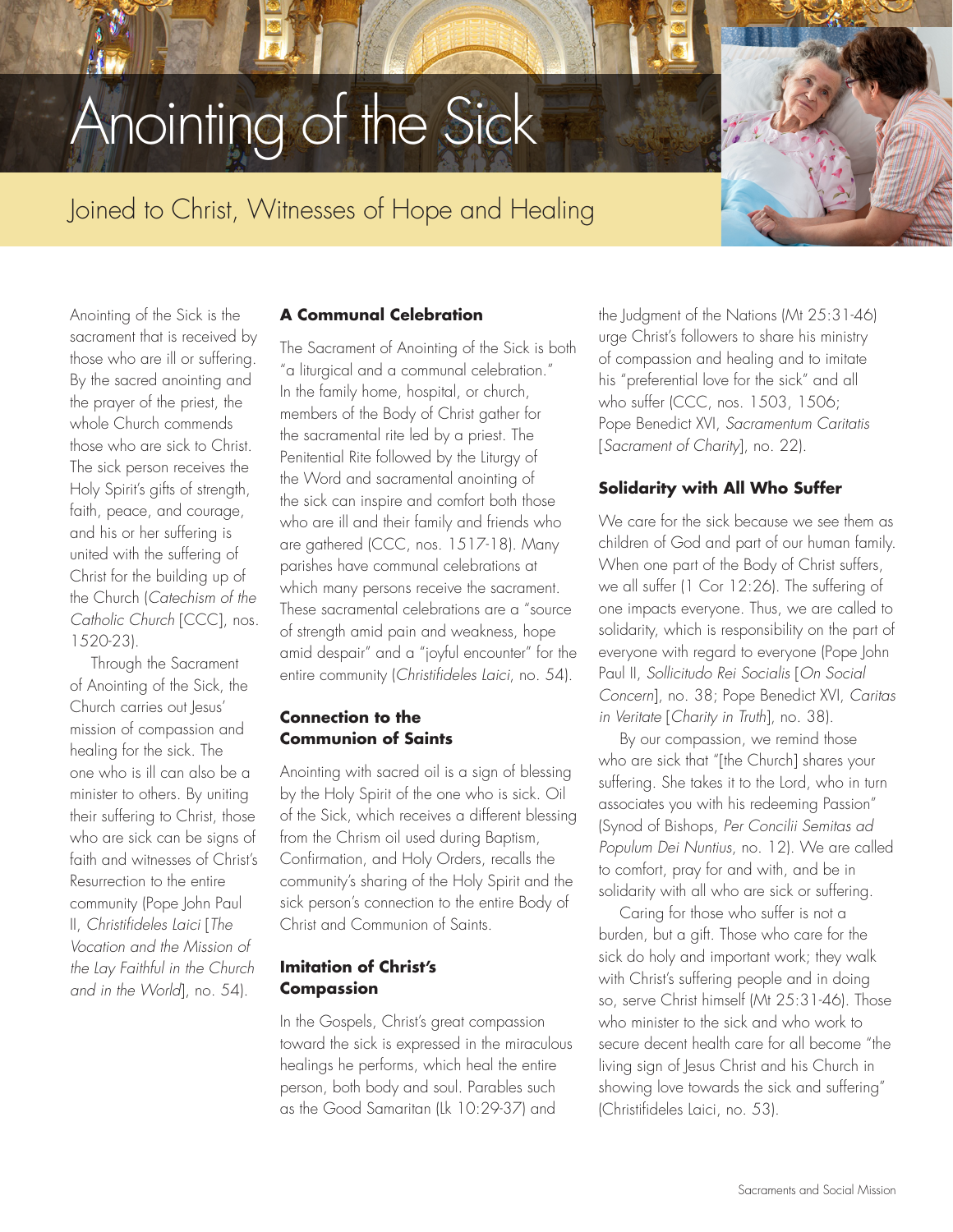# Anointing of the Sick

## Joined to Christ, Witnesses of Hope and Healing

Anointing of the Sick is the sacrament that is received by those who are ill or suffering. By the sacred anointing and the prayer of the priest, the whole Church commends those who are sick to Christ. The sick person receives the Holy Spirit's gifts of strength, faith, peace, and courage, and his or her suffering is united with the suffering of Christ for the building up of the Church (*Catechism of the Catholic Church* [CCC], nos. 1520-23).

Through the Sacrament of Anointing of the Sick, the Church carries out Jesus' mission of compassion and healing for the sick. The one who is ill can also be a minister to others. By uniting their suffering to Christ, those who are sick can be signs of faith and witnesses of Christ's Resurrection to the entire community (Pope John Paul II, *Christifideles Laici* [*The Vocation and the Mission of the Lay Faithful in the Church and in the World*], no. 54).

### A Communal Celebration

The Sacrament of Anointing of the Sick is both "a liturgical and a communal celebration." In the family home, hospital, or church, members of the Body of Christ gather for the sacramental rite led by a priest. The Penitential Rite followed by the Liturgy of the Word and sacramental anointing of the sick can inspire and comfort both those who are ill and their family and friends who are gathered (CCC, nos. 1517-18). Many parishes have communal celebrations at which many persons receive the sacrament. These sacramental celebrations are a "source of strength amid pain and weakness, hope amid despair" and a "joyful encounter" for the entire community (*Christifideles Laici*, no. 54).

### Connection to the Communion of Saints

Anointing with sacred oil is a sign of blessing by the Holy Spirit of the one who is sick. Oil of the Sick, which receives a different blessing from the Chrism oil used during Baptism, Confirmation, and Holy Orders, recalls the community's sharing of the Holy Spirit and the sick person's connection to the entire Body of Christ and Communion of Saints.

### Imitation of Christ's Compassion

In the Gospels, Christ's great compassion toward the sick is expressed in the miraculous healings he performs, which heal the entire person, both body and soul. Parables such as the Good Samaritan (Lk 10:29-37) and the Judgment of the Nations (Mt 25:31-46) urge Christ's followers to share his ministry of compassion and healing and to imitate his "preferential love for the sick" and all who suffer (CCC, nos. 1503, 1506; Pope Benedict XVI, *Sacramentum Caritatis* [*Sacrament of Charity*], no. 22).

### Solidarity with All Who Suffer

We care for the sick because we see them as children of God and part of our human family. When one part of the Body of Christ suffers, we all suffer (1 Cor 12:26). The suffering of one impacts everyone. Thus, we are called to solidarity, which is responsibility on the part of everyone with regard to everyone (Pope John Paul II, *Sollicitudo Rei Socialis* [*On Social Concern*], no. 38; Pope Benedict XVI, *Caritas in Veritate* [*Charity in Truth*], no. 38).

By our compassion, we remind those who are sick that "[the Church] shares your suffering. She takes it to the Lord, who in turn associates you with his redeeming Passion" (Synod of Bishops, *Per Concilii Semitas ad Populum Dei Nuntius*, no. 12). We are called to comfort, pray for and with, and be in solidarity with all who are sick or suffering.

Caring for those who suffer is not a burden, but a gift. Those who care for the sick do holy and important work; they walk with Christ's suffering people and in doing so, serve Christ himself (Mt 25:31-46). Those who minister to the sick and who work to secure decent health care for all become "the living sign of Jesus Christ and his Church in showing love towards the sick and suffering" (Christifideles Laici, no. 53).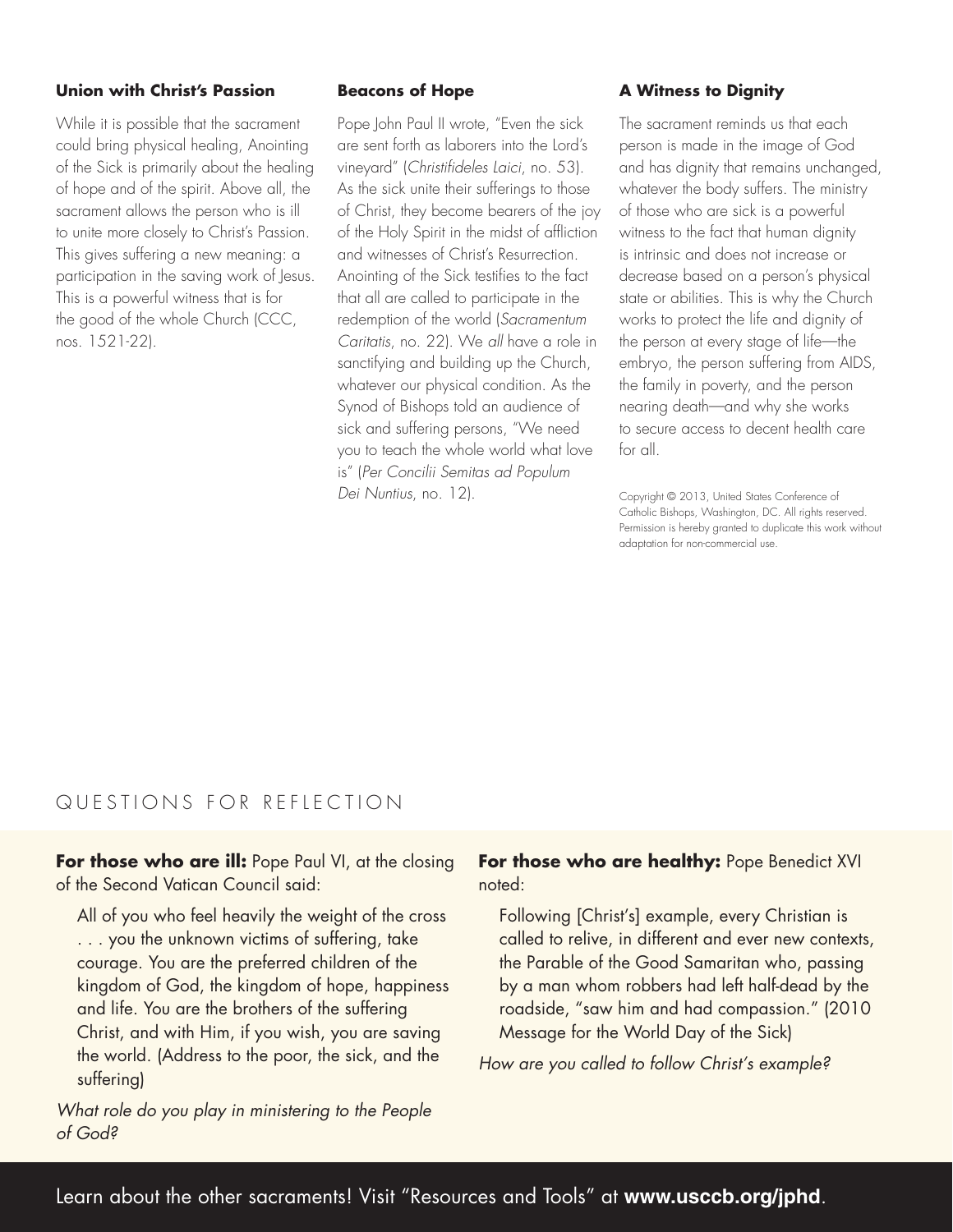### Union with Christ's Passion

While it is possible that the sacrament could bring physical healing, Anointing of the Sick is primarily about the healing of hope and of the spirit. Above all, the sacrament allows the person who is ill to unite more closely to Christ's Passion. This gives suffering a new meaning: a participation in the saving work of Jesus. This is a powerful witness that is for the good of the whole Church (CCC, nos. 1521-22).

### Beacons of Hope

Pope John Paul II wrote, "Even the sick are sent forth as laborers into the Lord's vineyard" (*Christifideles Laici*, no. 53). As the sick unite their sufferings to those of Christ, they become bearers of the joy of the Holy Spirit in the midst of affliction and witnesses of Christ's Resurrection. Anointing of the Sick testifies to the fact that all are called to participate in the redemption of the world (*Sacramentum Caritatis*, no. 22). We *all* have a role in sanctifying and building up the Church, whatever our physical condition. As the Synod of Bishops told an audience of sick and suffering persons, "We need you to teach the whole world what love is" (*Per Concilii Semitas ad Populum Dei Nuntius*, no. 12).

### A Witness to Dignity

The sacrament reminds us that each person is made in the image of God and has dignity that remains unchanged, whatever the body suffers. The ministry of those who are sick is a powerful witness to the fact that human dignity is intrinsic and does not increase or decrease based on a person's physical state or abilities. This is why the Church works to protect the life and dignity of the person at every stage of life—the embryo, the person suffering from AIDS, the family in poverty, and the person nearing death—and why she works to secure access to decent health care for all.

Copyright © 2013, United States Conference of Catholic Bishops, Washington, DC. All rights reserved. Permission is hereby granted to duplicate this work without adaptation for non-commercial use.

## QUESTIONS FOR REFLECTION

**For those who are ill:** Pope Paul VI, at the closing of the Second Vatican Council said:

> All of you who feel heavily the weight of the cross . . . you the unknown victims of suffering, take courage. You are the preferred children of the kingdom of God, the kingdom of hope, happiness and life. You are the brothers of the suffering Christ, and with Him, if you wish, you are saving the world. (Address to the poor, the sick, and the suffering)

*What role do you play in ministering to the People of God?*

**For those who are healthy:** Pope Benedict XVI noted:

> Following [Christ's] example, every Christian is called to relive, in different and ever new contexts, the Parable of the Good Samaritan who, passing by a man whom robbers had left half-dead by the roadside, "saw him and had compassion." (2010 Message for the World Day of the Sick)

*How are you called to follow Christ's example?*

Learn about the other sacraments! Visit "Resources and Tools" at **www.usccb.org/jphd**.